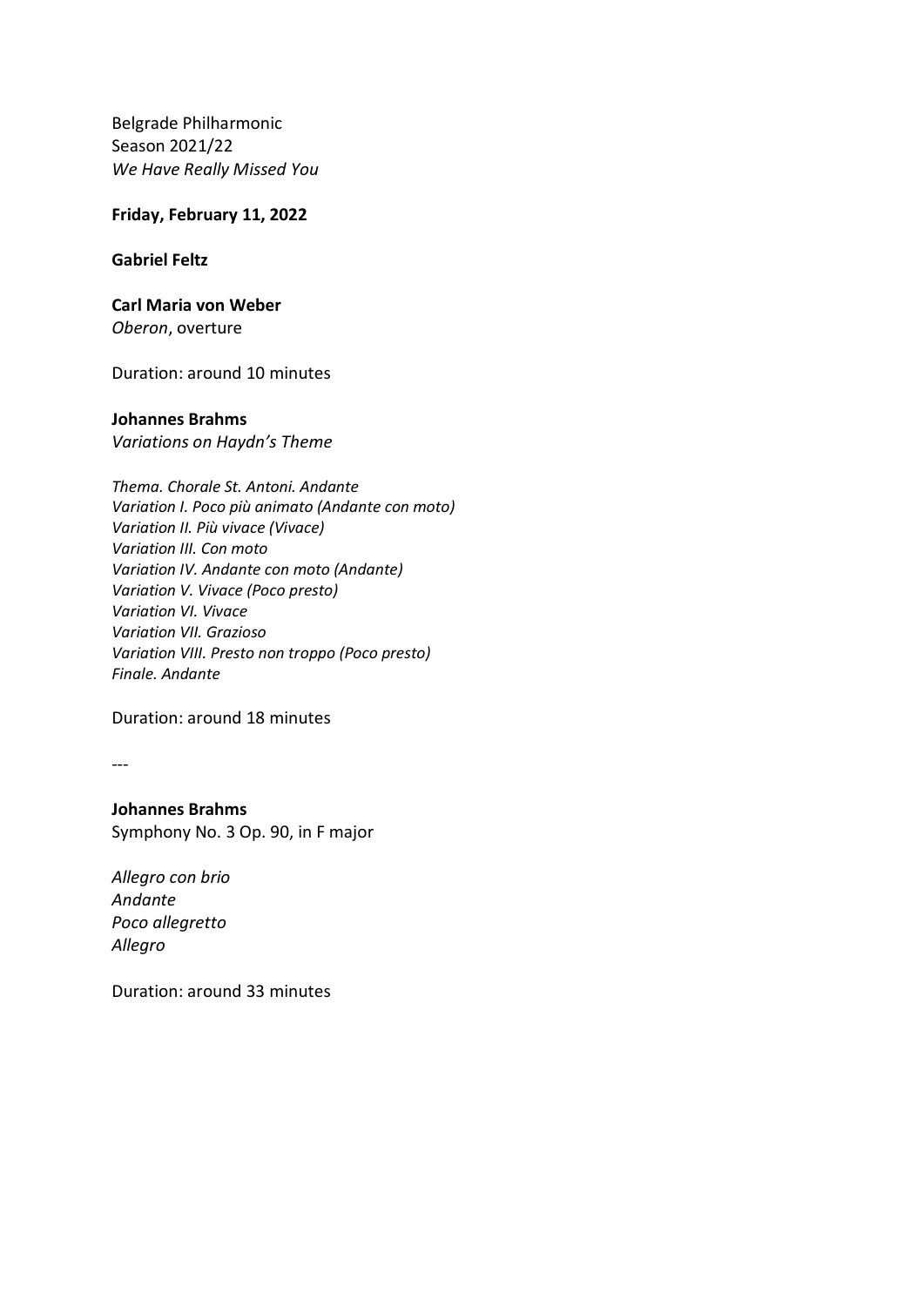Belgrade Philharmonic
Season 2021/22
*We Have Really Missed You*

**Friday, February 11, 2022**

**Gabriel Feltz**

**Carl Maria von Weber**
*Oberon*, overture

Duration: around 10 minutes

**Johannes Brahms**
*Variations on Haydn's Theme*

*Thema. Chorale St. Antoni. Andante*
*Variation I. Poco più animato (Andante con moto)*
*Variation II. Più vivace (Vivace)*
*Variation III. Con moto*
*Variation IV. Andante con moto (Andante)*
*Variation V. Vivace (Poco presto)*
*Variation VI. Vivace*
*Variation VII. Grazioso*
*Variation VIII. Presto non troppo (Poco presto)*
*Finale. Andante*

Duration: around 18 minutes

---

**Johannes Brahms**
Symphony No. 3 Op. 90, in F major

*Allegro con brio*
*Andante*
*Poco allegretto*
*Allegro*

Duration: around 33 minutes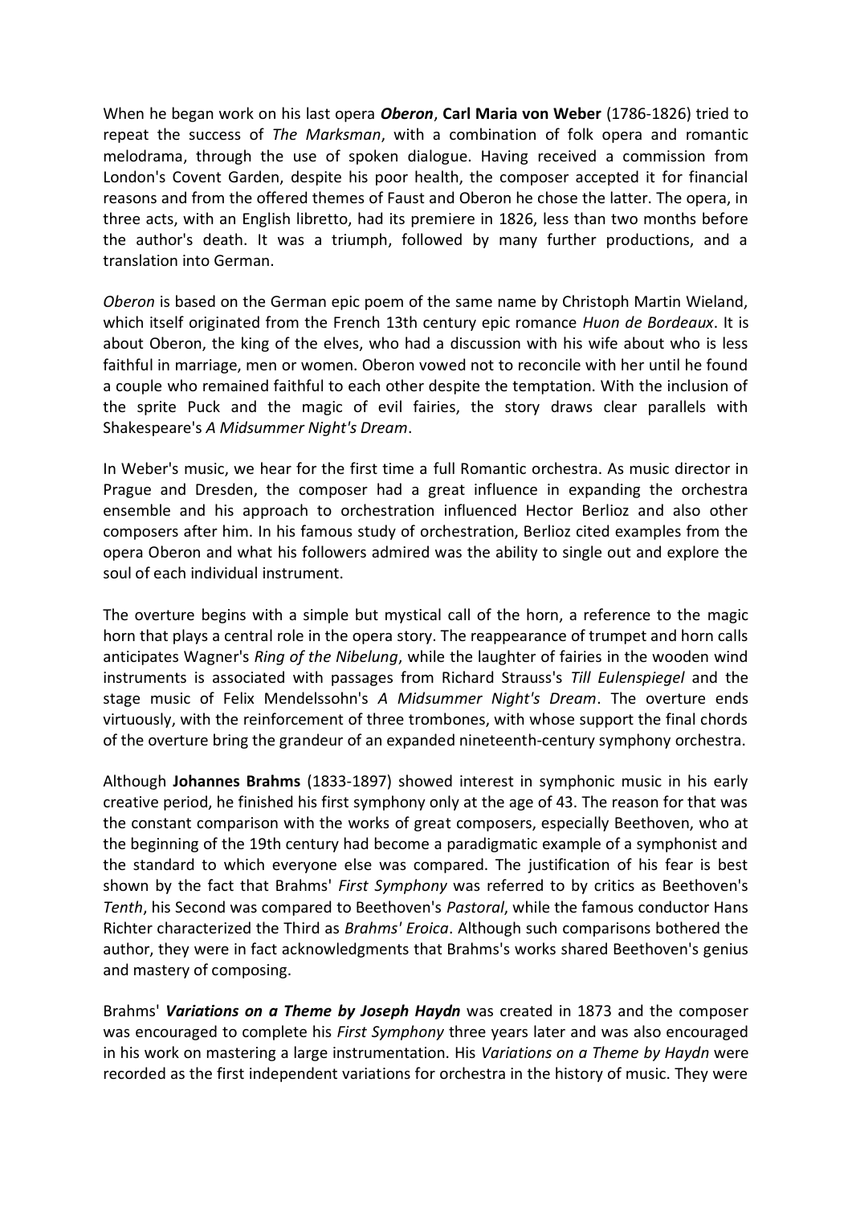When he began work on his last opera ***Oberon***, **Carl Maria von Weber** (1786-1826) tried to repeat the success of *The Marksman*, with a combination of folk opera and romantic melodrama, through the use of spoken dialogue. Having received a commission from London's Covent Garden, despite his poor health, the composer accepted it for financial reasons and from the offered themes of Faust and Oberon he chose the latter. The opera, in three acts, with an English libretto, had its premiere in 1826, less than two months before the author's death. It was a triumph, followed by many further productions, and a translation into German.

*Oberon* is based on the German epic poem of the same name by Christoph Martin Wieland, which itself originated from the French 13th century epic romance *Huon de Bordeaux*. It is about Oberon, the king of the elves, who had a discussion with his wife about who is less faithful in marriage, men or women. Oberon vowed not to reconcile with her until he found a couple who remained faithful to each other despite the temptation. With the inclusion of the sprite Puck and the magic of evil fairies, the story draws clear parallels with Shakespeare's *A Midsummer Night's Dream*.

In Weber's music, we hear for the first time a full Romantic orchestra. As music director in Prague and Dresden, the composer had a great influence in expanding the orchestra ensemble and his approach to orchestration influenced Hector Berlioz and also other composers after him. In his famous study of orchestration, Berlioz cited examples from the opera Oberon and what his followers admired was the ability to single out and explore the soul of each individual instrument.

The overture begins with a simple but mystical call of the horn, a reference to the magic horn that plays a central role in the opera story. The reappearance of trumpet and horn calls anticipates Wagner's *Ring of the Nibelung*, while the laughter of fairies in the wooden wind instruments is associated with passages from Richard Strauss's *Till Eulenspiegel* and the stage music of Felix Mendelssohn's *A Midsummer Night's Dream*. The overture ends virtuously, with the reinforcement of three trombones, with whose support the final chords of the overture bring the grandeur of an expanded nineteenth-century symphony orchestra.

Although **Johannes Brahms** (1833-1897) showed interest in symphonic music in his early creative period, he finished his first symphony only at the age of 43. The reason for that was the constant comparison with the works of great composers, especially Beethoven, who at the beginning of the 19th century had become a paradigmatic example of a symphonist and the standard to which everyone else was compared. The justification of his fear is best shown by the fact that Brahms' *First Symphony* was referred to by critics as Beethoven's *Tenth*, his Second was compared to Beethoven's *Pastoral*, while the famous conductor Hans Richter characterized the Third as *Brahms' Eroica*. Although such comparisons bothered the author, they were in fact acknowledgments that Brahms's works shared Beethoven's genius and mastery of composing.

Brahms' ***Variations on a Theme by Joseph Haydn*** was created in 1873 and the composer was encouraged to complete his *First Symphony* three years later and was also encouraged in his work on mastering a large instrumentation. His *Variations on a Theme by Haydn* were recorded as the first independent variations for orchestra in the history of music. They were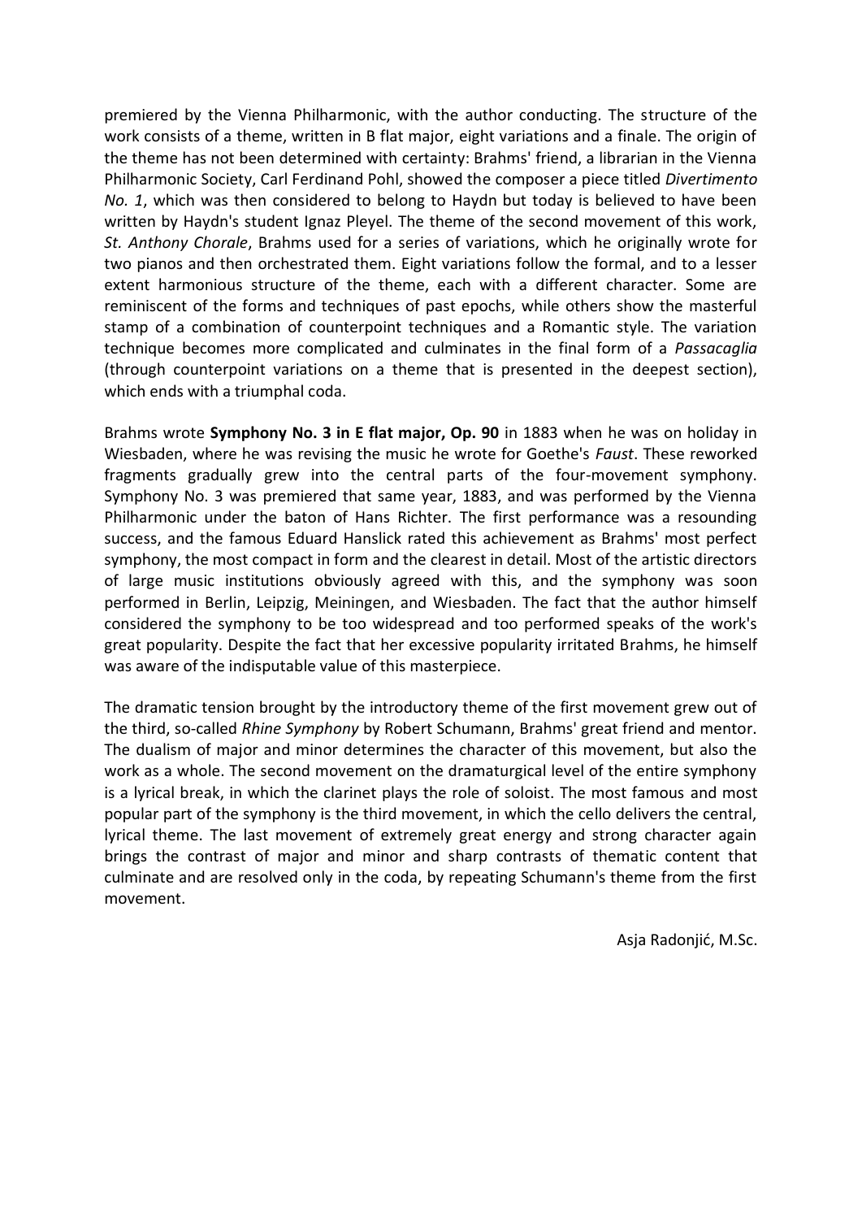premiered by the Vienna Philharmonic, with the author conducting. The structure of the work consists of a theme, written in B flat major, eight variations and a finale. The origin of the theme has not been determined with certainty: Brahms' friend, a librarian in the Vienna Philharmonic Society, Carl Ferdinand Pohl, showed the composer a piece titled *Divertimento No. 1*, which was then considered to belong to Haydn but today is believed to have been written by Haydn's student Ignaz Pleyel. The theme of the second movement of this work, *St. Anthony Chorale*, Brahms used for a series of variations, which he originally wrote for two pianos and then orchestrated them. Eight variations follow the formal, and to a lesser extent harmonious structure of the theme, each with a different character. Some are reminiscent of the forms and techniques of past epochs, while others show the masterful stamp of a combination of counterpoint techniques and a Romantic style. The variation technique becomes more complicated and culminates in the final form of a *Passacaglia* (through counterpoint variations on a theme that is presented in the deepest section), which ends with a triumphal coda.

Brahms wrote **Symphony No. 3 in E flat major, Op. 90** in 1883 when he was on holiday in Wiesbaden, where he was revising the music he wrote for Goethe's *Faust*. These reworked fragments gradually grew into the central parts of the four-movement symphony. Symphony No. 3 was premiered that same year, 1883, and was performed by the Vienna Philharmonic under the baton of Hans Richter. The first performance was a resounding success, and the famous Eduard Hanslick rated this achievement as Brahms' most perfect symphony, the most compact in form and the clearest in detail. Most of the artistic directors of large music institutions obviously agreed with this, and the symphony was soon performed in Berlin, Leipzig, Meiningen, and Wiesbaden. The fact that the author himself considered the symphony to be too widespread and too performed speaks of the work's great popularity. Despite the fact that her excessive popularity irritated Brahms, he himself was aware of the indisputable value of this masterpiece.

The dramatic tension brought by the introductory theme of the first movement grew out of the third, so-called *Rhine Symphony* by Robert Schumann, Brahms' great friend and mentor. The dualism of major and minor determines the character of this movement, but also the work as a whole. The second movement on the dramaturgical level of the entire symphony is a lyrical break, in which the clarinet plays the role of soloist. The most famous and most popular part of the symphony is the third movement, in which the cello delivers the central, lyrical theme. The last movement of extremely great energy and strong character again brings the contrast of major and minor and sharp contrasts of thematic content that culminate and are resolved only in the coda, by repeating Schumann's theme from the first movement.

Asja Radonjić, M.Sc.